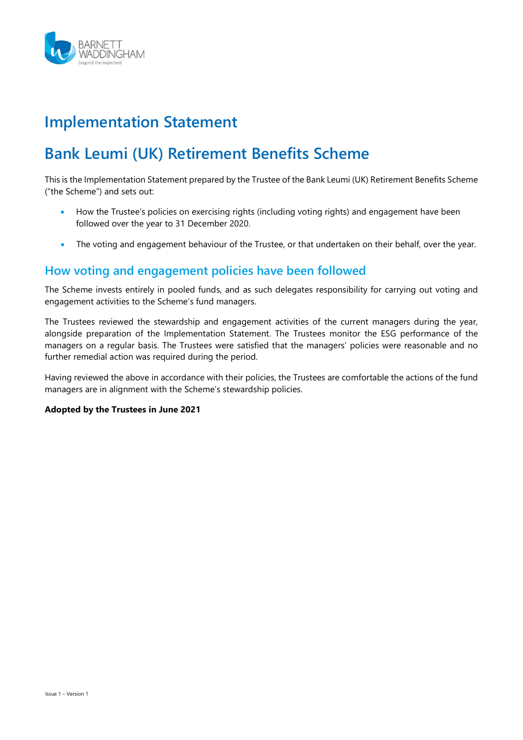# Implementation Statement

# Bank Leumi (UK) Retirement Benefits Scheme

This is the Implementation Statement prepared by the Trustee of the Bank Leumi (UK) Retirement Benefits Scheme ("the Scheme") and sets out:

- How the Trustee's policies on exercising rights (including voting rights) and engagement have been followed over the year to 31 December 2020.
- The voting and engagement behaviour of the Trustee, or that undertaken on their behalf, over the year.

## How voting and engagement policies have been followed

The Scheme invests entirely in pooled funds, and as such delegates responsibility for carrying out voting and engagement activities to the Scheme's fund managers.

The Trustees reviewed the stewardship and engagement activities of the current managers during the year, alongside preparation of the Implementation Statement. The Trustees monitor the ESG performance of the managers on a regular basis. The Trustees were satisfied that the managers' policies were reasonable and no further remedial action was required during the period.

Having reviewed the above in accordance with their policies, the Trustees are comfortable the actions of the fund managers are in alignment with the Scheme's stewardship policies.

**Adopted by the Trustees in June 2021**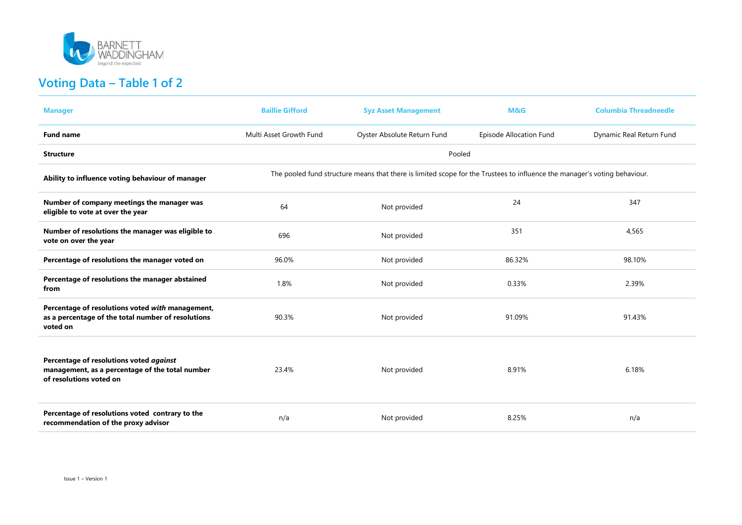## Voting Data – Table 1 of 2

| Manager | Baillie Gifford | Syz Asset Management | M&G | Columbia Threadneedle |
|---|---|---|---|---|
| **Fund name** | Multi Asset Growth Fund | Oyster Absolute Return Fund | Episode Allocation Fund | Dynamic Real Return Fund |
| **Structure** | Pooled | | | |
| **Ability to influence voting behaviour of manager** | The pooled fund structure means that there is limited scope for the Trustees to influence the manager's voting behaviour. | | | |
| **Number of company meetings the manager was eligible to vote at over the year** | 64 | Not provided | 24 | 347 |
| **Number of resolutions the manager was eligible to vote on over the year** | 696 | Not provided | 351 | 4,565 |
| **Percentage of resolutions the manager voted on** | 96.0% | Not provided | 86.32% | 98.10% |
| **Percentage of resolutions the manager abstained from** | 1.8% | Not provided | 0.33% | 2.39% |
| **Percentage of resolutions voted *with* management, as a percentage of the total number of resolutions voted on** | 90.3% | Not provided | 91.09% | 91.43% |
| **Percentage of resolutions voted *against* management, as a percentage of the total number of resolutions voted on** | 23.4% | Not provided | 8.91% | 6.18% |
| **Percentage of resolutions voted contrary to the recommendation of the proxy advisor** | n/a | Not provided | 8.25% | n/a |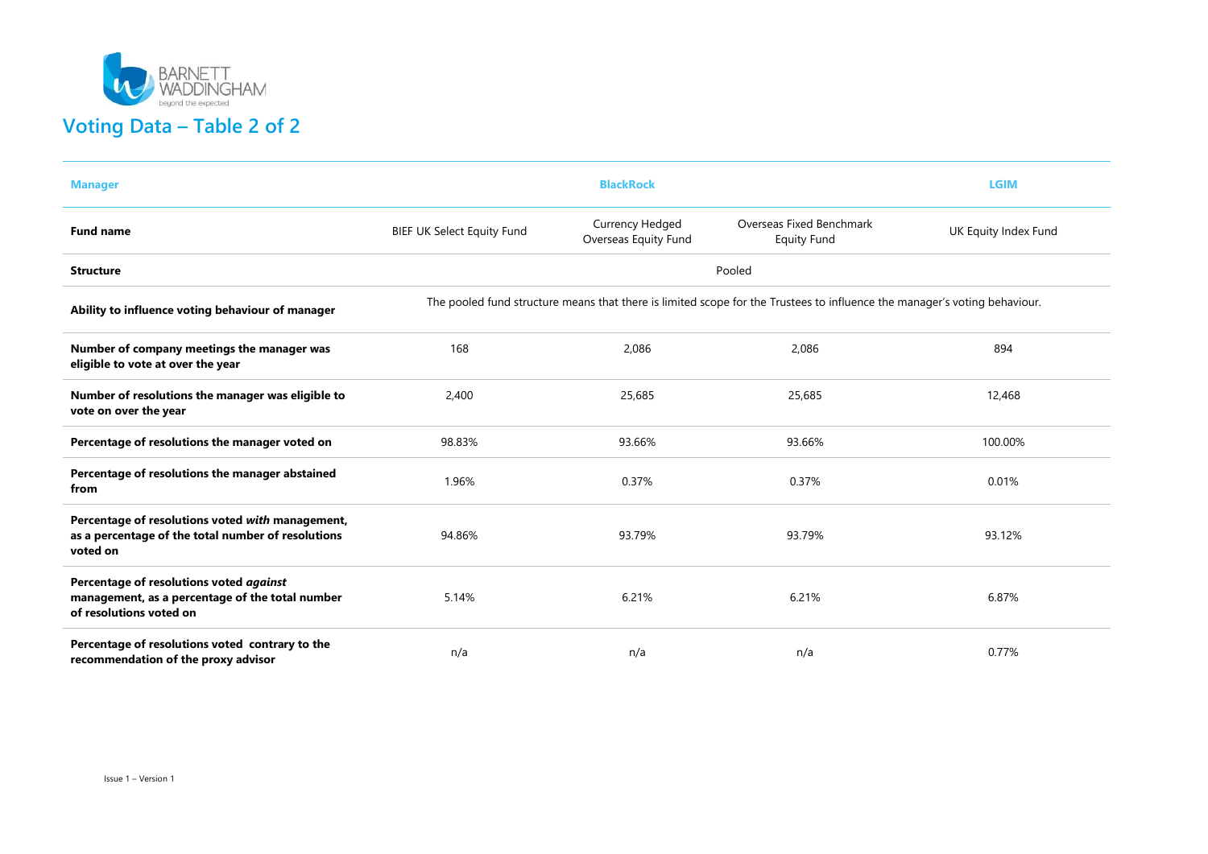# Voting Data – Table 2 of 2

| Manager | BlackRock | | | LGIM |
|---|---|---|---|---|
| **Fund name** | BIEF UK Select Equity Fund | Currency Hedged Overseas Equity Fund | Overseas Fixed Benchmark Equity Fund | UK Equity Index Fund |
| **Structure** | Pooled | | | |
| **Ability to influence voting behaviour of manager** | The pooled fund structure means that there is limited scope for the Trustees to influence the manager's voting behaviour. | | | |
| **Number of company meetings the manager was eligible to vote at over the year** | 168 | 2,086 | 2,086 | 894 |
| **Number of resolutions the manager was eligible to vote on over the year** | 2,400 | 25,685 | 25,685 | 12,468 |
| **Percentage of resolutions the manager voted on** | 98.83% | 93.66% | 93.66% | 100.00% |
| **Percentage of resolutions the manager abstained from** | 1.96% | 0.37% | 0.37% | 0.01% |
| **Percentage of resolutions voted *with* management, as a percentage of the total number of resolutions voted on** | 94.86% | 93.79% | 93.79% | 93.12% |
| **Percentage of resolutions voted *against* management, as a percentage of the total number of resolutions voted on** | 5.14% | 6.21% | 6.21% | 6.87% |
| **Percentage of resolutions voted contrary to the recommendation of the proxy advisor** | n/a | n/a | n/a | 0.77% |

Issue 1 – Version 1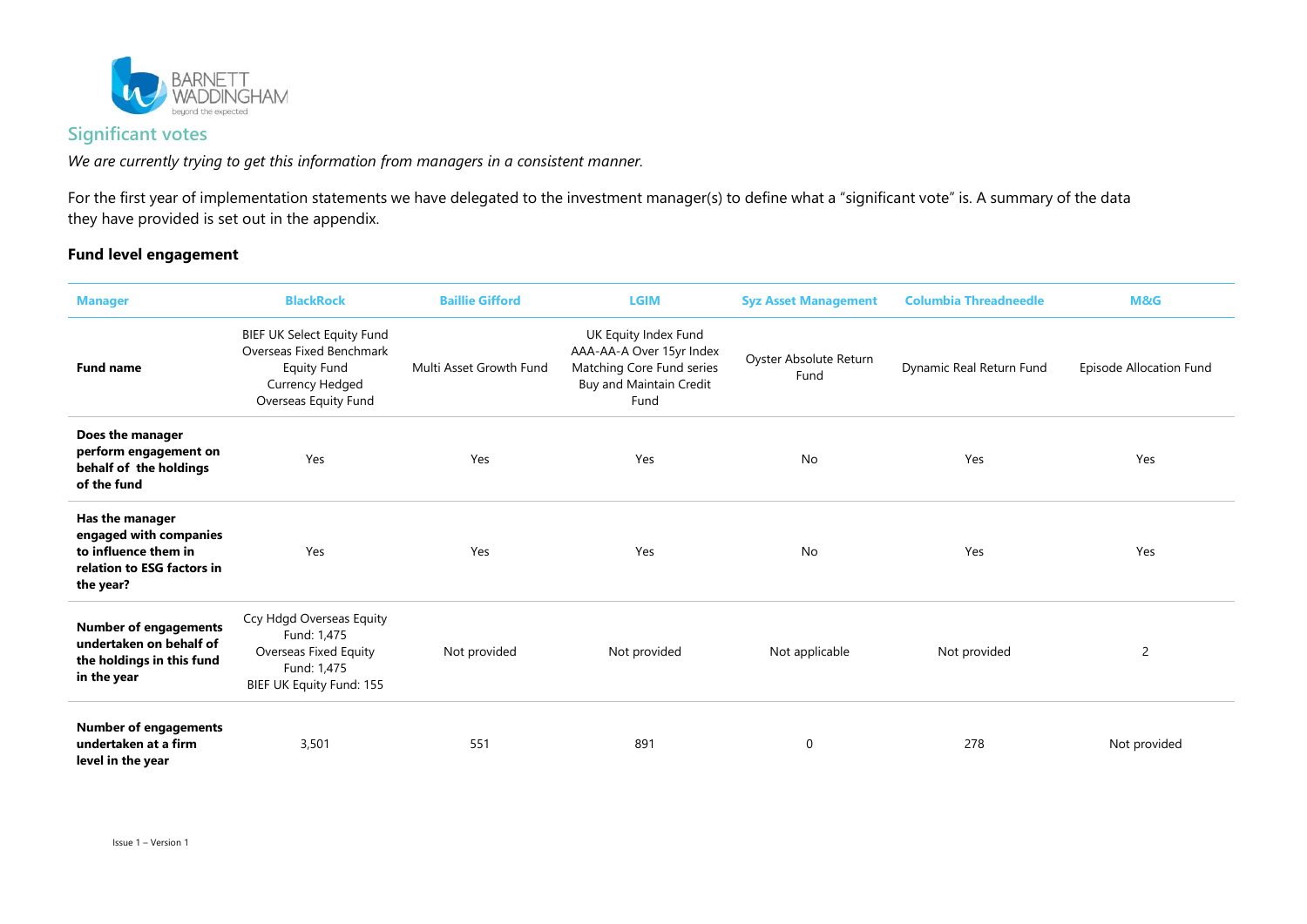## Significant votes

*We are currently trying to get this information from managers in a consistent manner.*

For the first year of implementation statements we have delegated to the investment manager(s) to define what a "significant vote" is. A summary of the data they have provided is set out in the appendix.

### Fund level engagement

| Manager | BlackRock | Baillie Gifford | LGIM | Syz Asset Management | Columbia Threadneedle | M&G |
|---|---|---|---|---|---|---|
| **Fund name** | BIEF UK Select Equity Fund<br>Overseas Fixed Benchmark Equity Fund<br>Currency Hedged Overseas Equity Fund | Multi Asset Growth Fund | UK Equity Index Fund<br>AAA-AA-A Over 15yr Index<br>Matching Core Fund series<br>Buy and Maintain Credit Fund | Oyster Absolute Return Fund | Dynamic Real Return Fund | Episode Allocation Fund |
| **Does the manager perform engagement on behalf of the holdings of the fund** | Yes | Yes | Yes | No | Yes | Yes |
| **Has the manager engaged with companies to influence them in relation to ESG factors in the year?** | Yes | Yes | Yes | No | Yes | Yes |
| **Number of engagements undertaken on behalf of the holdings in this fund in the year** | Ccy Hdgd Overseas Equity Fund: 1,475<br>Overseas Fixed Equity Fund: 1,475<br>BIEF UK Equity Fund: 155 | Not provided | Not provided | Not applicable | Not provided | 2 |
| **Number of engagements undertaken at a firm level in the year** | 3,501 | 551 | 891 | 0 | 278 | Not provided |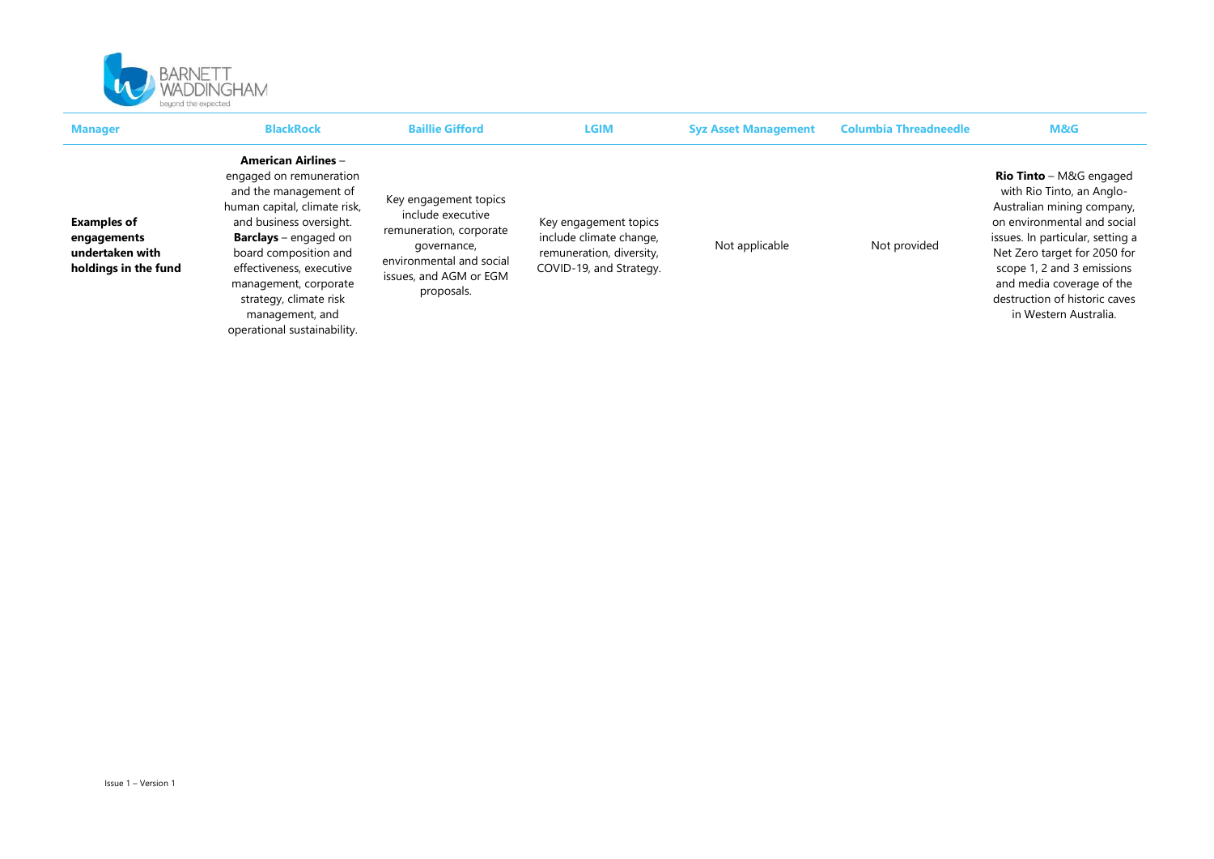| Manager | BlackRock | Baillie Gifford | LGIM | Syz Asset Management | Columbia Threadneedle | M&G |
|---|---|---|---|---|---|---|
| **Examples of engagements undertaken with holdings in the fund** | **American Airlines** – engaged on remuneration and the management of human capital, climate risk, and business oversight. **Barclays** – engaged on board composition and effectiveness, executive management, corporate strategy, climate risk management, and operational sustainability. | Key engagement topics include executive remuneration, corporate governance, environmental and social issues, and AGM or EGM proposals. | Key engagement topics include climate change, remuneration, diversity, COVID-19, and Strategy. | Not applicable | Not provided | **Rio Tinto** – M&G engaged with Rio Tinto, an Anglo-Australian mining company, on environmental and social issues. In particular, setting a Net Zero target for 2050 for scope 1, 2 and 3 emissions and media coverage of the destruction of historic caves in Western Australia. |

Issue 1 – Version 1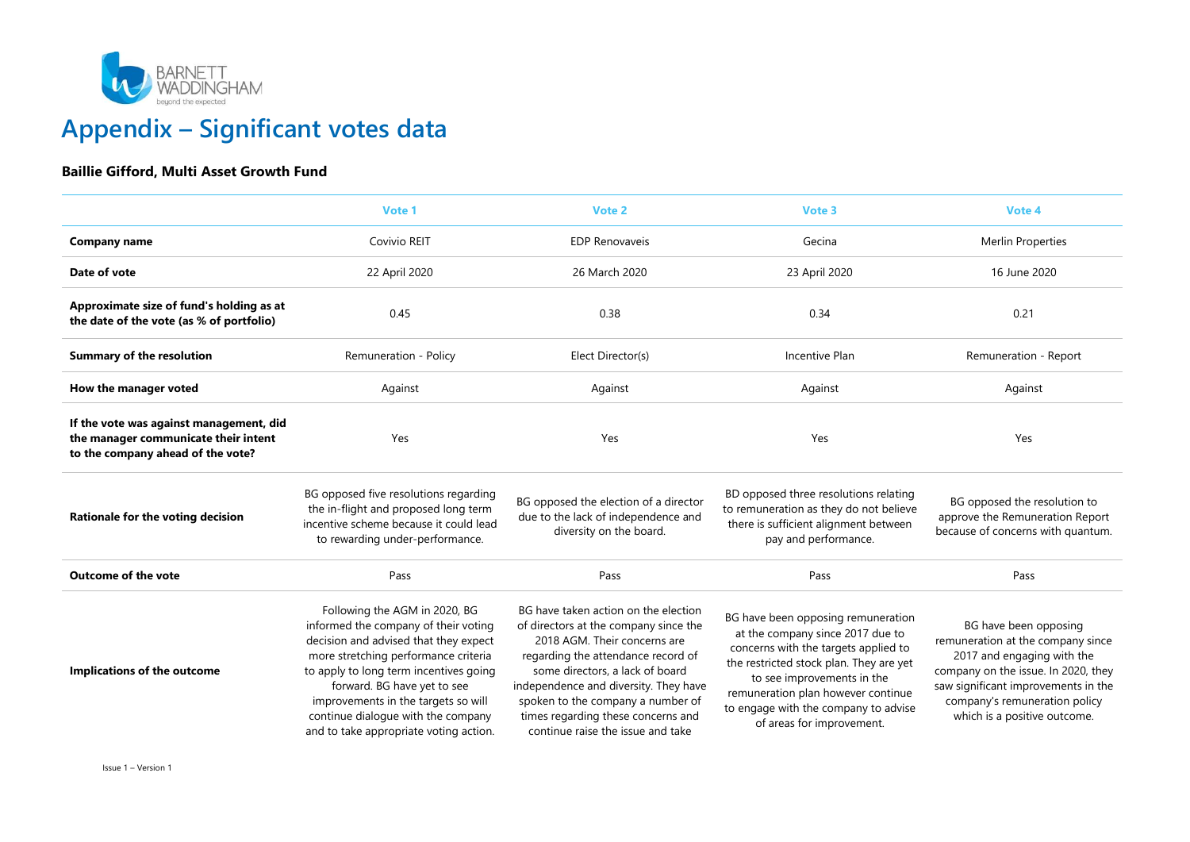# Appendix – Significant votes data

**Baillie Gifford, Multi Asset Growth Fund**

| | Vote 1 | Vote 2 | Vote 3 | Vote 4 |
|---|---|---|---|---|
| **Company name** | Covivio REIT | EDP Renovaveis | Gecina | Merlin Properties |
| **Date of vote** | 22 April 2020 | 26 March 2020 | 23 April 2020 | 16 June 2020 |
| **Approximate size of fund's holding as at the date of the vote (as % of portfolio)** | 0.45 | 0.38 | 0.34 | 0.21 |
| **Summary of the resolution** | Remuneration - Policy | Elect Director(s) | Incentive Plan | Remuneration - Report |
| **How the manager voted** | Against | Against | Against | Against |
| **If the vote was against management, did the manager communicate their intent to the company ahead of the vote?** | Yes | Yes | Yes | Yes |
| **Rationale for the voting decision** | BG opposed five resolutions regarding the in-flight and proposed long term incentive scheme because it could lead to rewarding under-performance. | BG opposed the election of a director due to the lack of independence and diversity on the board. | BD opposed three resolutions relating to remuneration as they do not believe there is sufficient alignment between pay and performance. | BG opposed the resolution to approve the Remuneration Report because of concerns with quantum. |
| **Outcome of the vote** | Pass | Pass | Pass | Pass |
| **Implications of the outcome** | Following the AGM in 2020, BG informed the company of their voting decision and advised that they expect more stretching performance criteria to apply to long term incentives going forward. BG have yet to see improvements in the targets so will continue dialogue with the company and to take appropriate voting action. | BG have taken action on the election of directors at the company since the 2018 AGM. Their concerns are regarding the attendance record of some directors, a lack of board independence and diversity. They have spoken to the company a number of times regarding these concerns and continue raise the issue and take | BG have been opposing remuneration at the company since 2017 due to concerns with the targets applied to the restricted stock plan. They are yet to see improvements in the remuneration plan however continue to engage with the company to advise of areas for improvement. | BG have been opposing remuneration at the company since 2017 and engaging with the company on the issue. In 2020, they saw significant improvements in the company's remuneration policy which is a positive outcome. |

Issue 1 – Version 1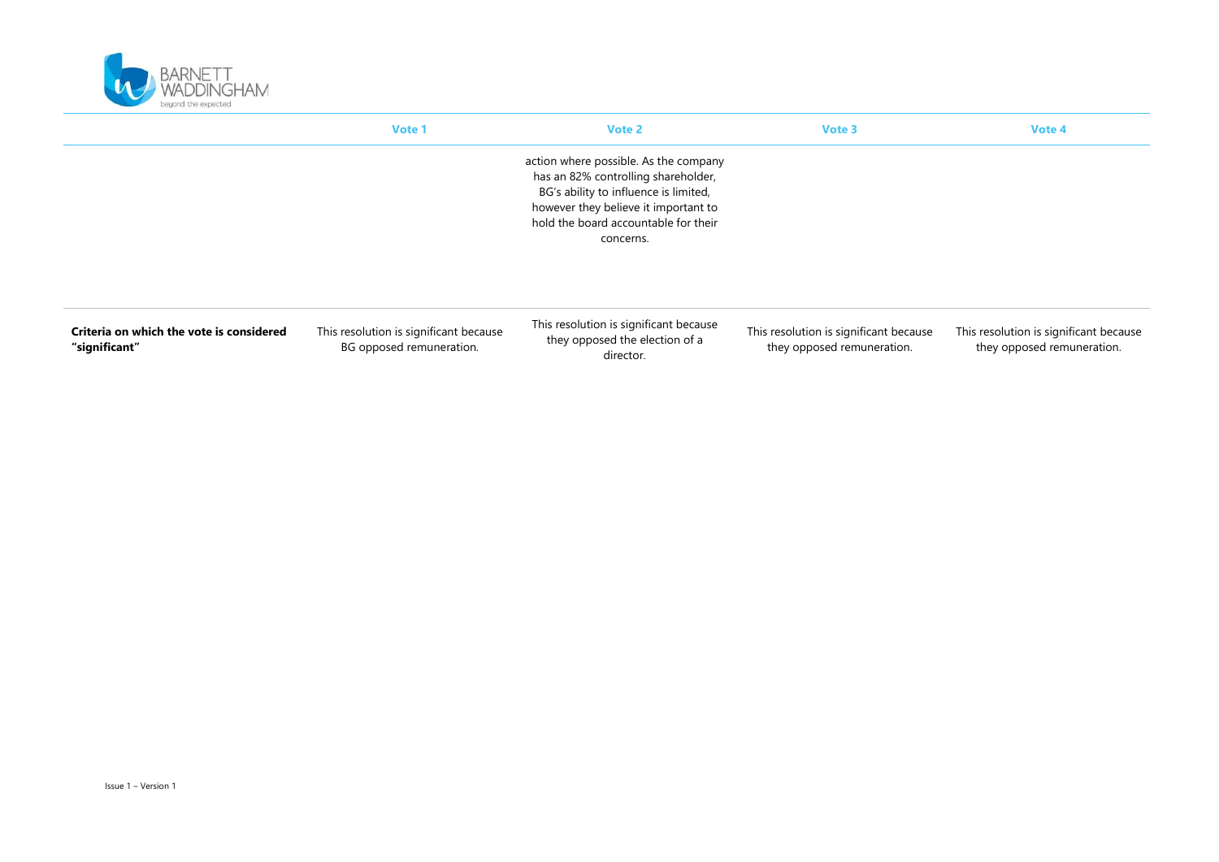| | Vote 1 | Vote 2 | Vote 3 | Vote 4 |
|---|---|---|---|---|
| | | action where possible. As the company has an 82% controlling shareholder, BG's ability to influence is limited, however they believe it important to hold the board accountable for their concerns. | | |
| **Criteria on which the vote is considered "significant"** | This resolution is significant because BG opposed remuneration. | This resolution is significant because they opposed the election of a director. | This resolution is significant because they opposed remuneration. | This resolution is significant because they opposed remuneration. |

Issue 1 – Version 1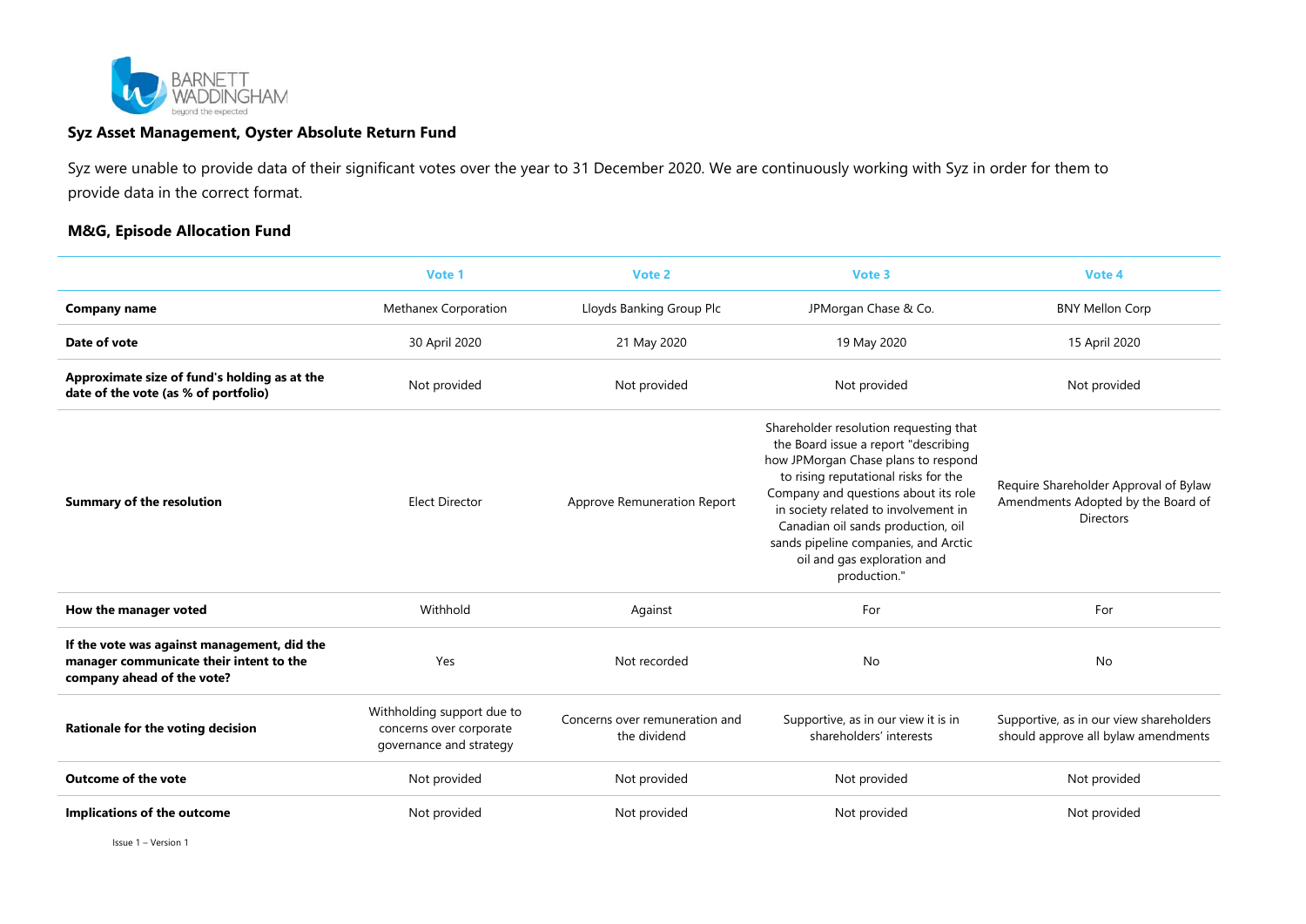### Syz Asset Management, Oyster Absolute Return Fund

Syz were unable to provide data of their significant votes over the year to 31 December 2020. We are continuously working with Syz in order for them to provide data in the correct format.

### M&G, Episode Allocation Fund

| | Vote 1 | Vote 2 | Vote 3 | Vote 4 |
|---|---|---|---|---|
| **Company name** | Methanex Corporation | Lloyds Banking Group Plc | JPMorgan Chase & Co. | BNY Mellon Corp |
| **Date of vote** | 30 April 2020 | 21 May 2020 | 19 May 2020 | 15 April 2020 |
| **Approximate size of fund's holding as at the date of the vote (as % of portfolio)** | Not provided | Not provided | Not provided | Not provided |
| **Summary of the resolution** | Elect Director | Approve Remuneration Report | Shareholder resolution requesting that the Board issue a report "describing how JPMorgan Chase plans to respond to rising reputational risks for the Company and questions about its role in society related to involvement in Canadian oil sands production, oil sands pipeline companies, and Arctic oil and gas exploration and production." | Require Shareholder Approval of Bylaw Amendments Adopted by the Board of Directors |
| **How the manager voted** | Withhold | Against | For | For |
| **If the vote was against management, did the manager communicate their intent to the company ahead of the vote?** | Yes | Not recorded | No | No |
| **Rationale for the voting decision** | Withholding support due to concerns over corporate governance and strategy | Concerns over remuneration and the dividend | Supportive, as in our view it is in shareholders' interests | Supportive, as in our view shareholders should approve all bylaw amendments |
| **Outcome of the vote** | Not provided | Not provided | Not provided | Not provided |
| **Implications of the outcome** | Not provided | Not provided | Not provided | Not provided |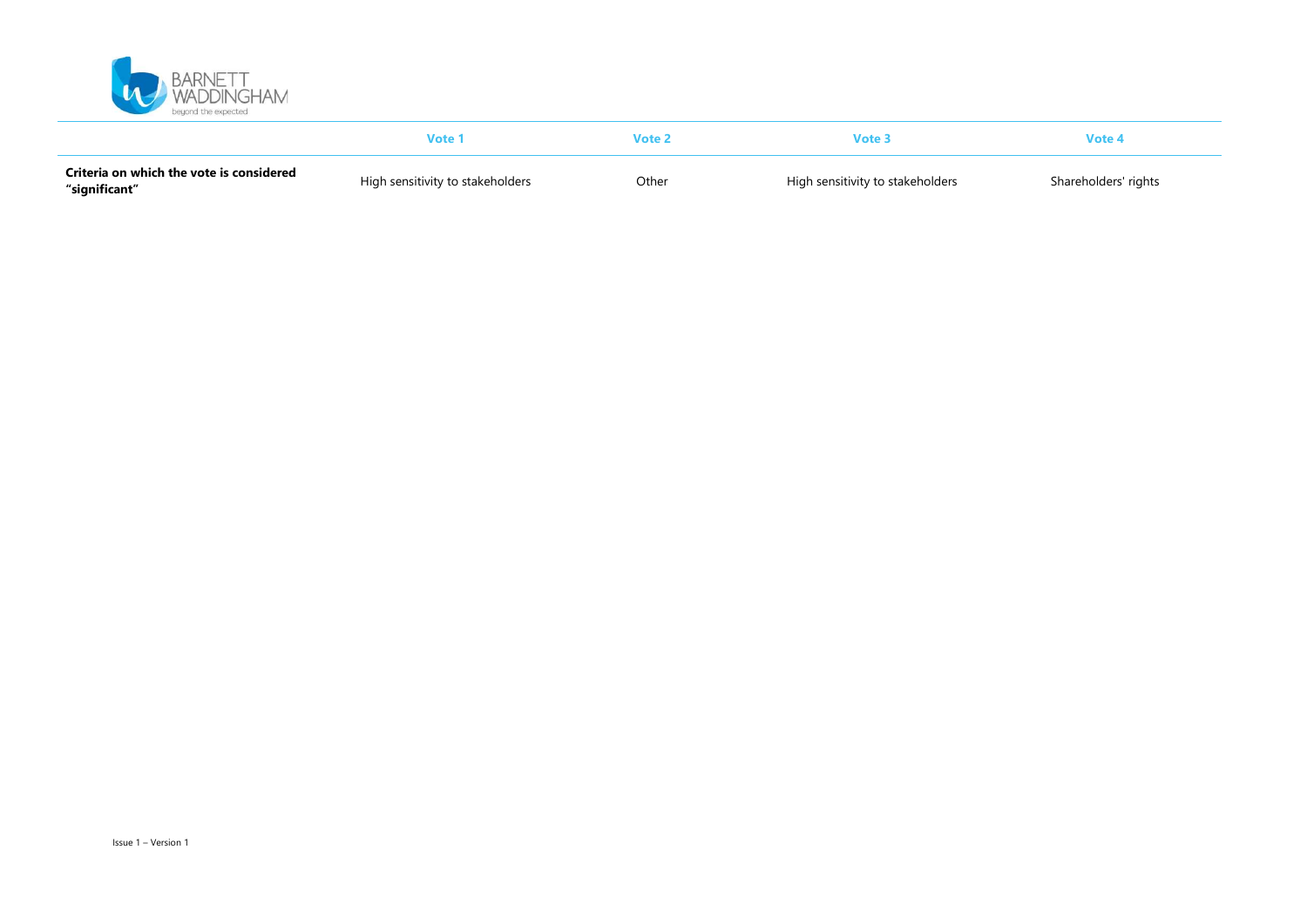| | Vote 1 | Vote 2 | Vote 3 | Vote 4 |
|---|---|---|---|---|
| **Criteria on which the vote is considered "significant"** | High sensitivity to stakeholders | Other | High sensitivity to stakeholders | Shareholders' rights |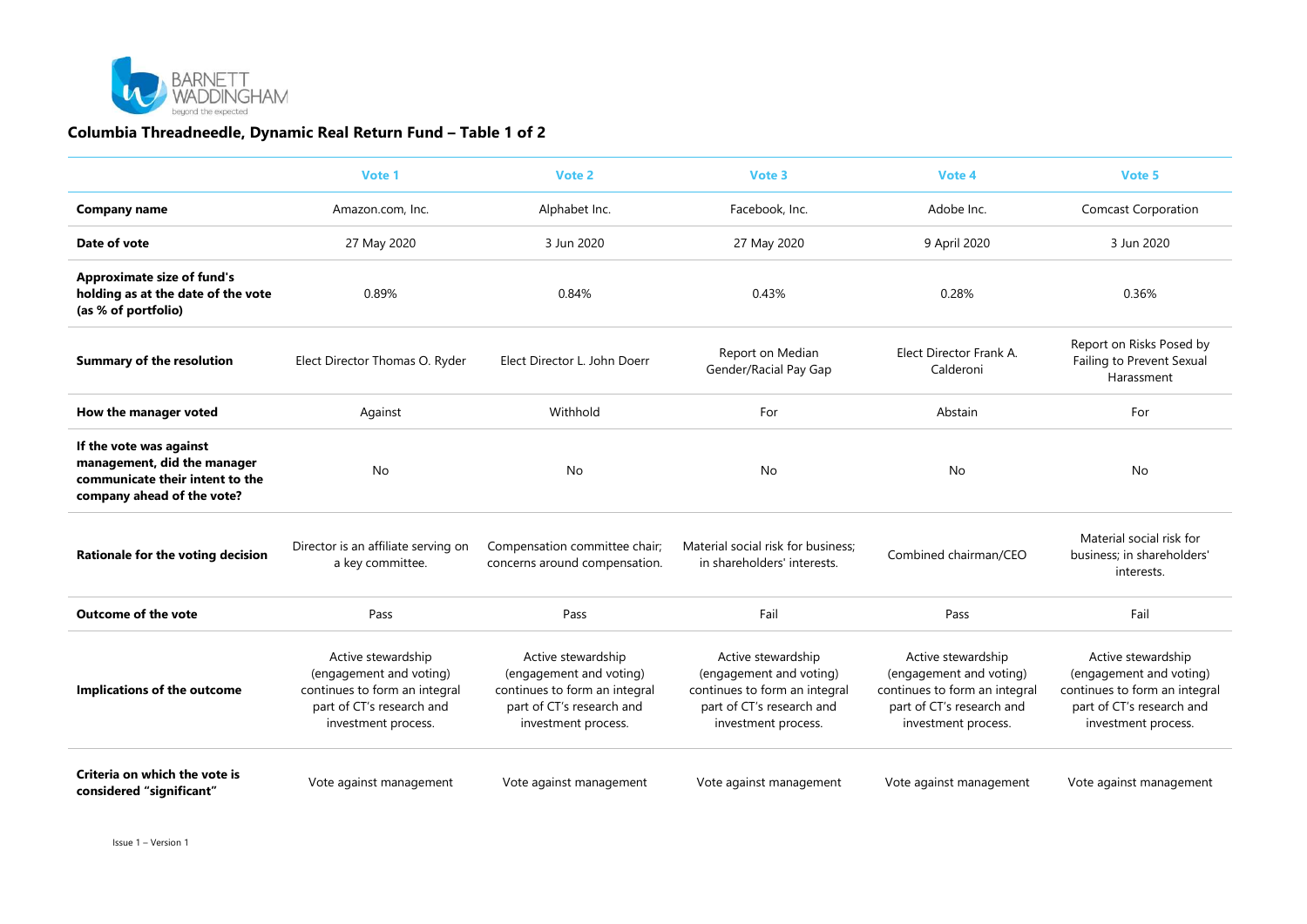## Columbia Threadneedle, Dynamic Real Return Fund – Table 1 of 2

| | Vote 1 | Vote 2 | Vote 3 | Vote 4 | Vote 5 |
|---|---|---|---|---|---|
| **Company name** | Amazon.com, Inc. | Alphabet Inc. | Facebook, Inc. | Adobe Inc. | Comcast Corporation |
| **Date of vote** | 27 May 2020 | 3 Jun 2020 | 27 May 2020 | 9 April 2020 | 3 Jun 2020 |
| **Approximate size of fund's holding as at the date of the vote (as % of portfolio)** | 0.89% | 0.84% | 0.43% | 0.28% | 0.36% |
| **Summary of the resolution** | Elect Director Thomas O. Ryder | Elect Director L. John Doerr | Report on Median Gender/Racial Pay Gap | Elect Director Frank A. Calderoni | Report on Risks Posed by Failing to Prevent Sexual Harassment |
| **How the manager voted** | Against | Withhold | For | Abstain | For |
| **If the vote was against management, did the manager communicate their intent to the company ahead of the vote?** | No | No | No | No | No |
| **Rationale for the voting decision** | Director is an affiliate serving on a key committee. | Compensation committee chair; concerns around compensation. | Material social risk for business; in shareholders' interests. | Combined chairman/CEO | Material social risk for business; in shareholders' interests. |
| **Outcome of the vote** | Pass | Pass | Fail | Pass | Fail |
| **Implications of the outcome** | Active stewardship (engagement and voting) continues to form an integral part of CT's research and investment process. | Active stewardship (engagement and voting) continues to form an integral part of CT's research and investment process. | Active stewardship (engagement and voting) continues to form an integral part of CT's research and investment process. | Active stewardship (engagement and voting) continues to form an integral part of CT's research and investment process. | Active stewardship (engagement and voting) continues to form an integral part of CT's research and investment process. |
| **Criteria on which the vote is considered "significant"** | Vote against management | Vote against management | Vote against management | Vote against management | Vote against management |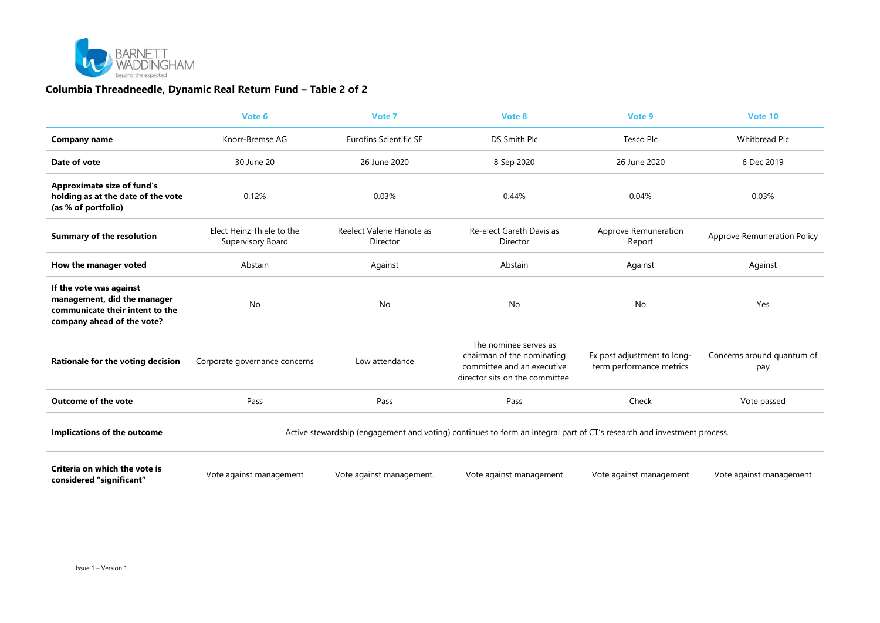## Columbia Threadneedle, Dynamic Real Return Fund – Table 2 of 2

| | Vote 6 | Vote 7 | Vote 8 | Vote 9 | Vote 10 |
|---|---|---|---|---|---|
| **Company name** | Knorr-Bremse AG | Eurofins Scientific SE | DS Smith Plc | Tesco Plc | Whitbread Plc |
| **Date of vote** | 30 June 20 | 26 June 2020 | 8 Sep 2020 | 26 June 2020 | 6 Dec 2019 |
| **Approximate size of fund's holding as at the date of the vote (as % of portfolio)** | 0.12% | 0.03% | 0.44% | 0.04% | 0.03% |
| **Summary of the resolution** | Elect Heinz Thiele to the Supervisory Board | Reelect Valerie Hanote as Director | Re-elect Gareth Davis as Director | Approve Remuneration Report | Approve Remuneration Policy |
| **How the manager voted** | Abstain | Against | Abstain | Against | Against |
| **If the vote was against management, did the manager communicate their intent to the company ahead of the vote?** | No | No | No | No | Yes |
| **Rationale for the voting decision** | Corporate governance concerns | Low attendance | The nominee serves as chairman of the nominating committee and an executive director sits on the committee. | Ex post adjustment to long-term performance metrics | Concerns around quantum of pay |
| **Outcome of the vote** | Pass | Pass | Pass | Check | Vote passed |
| **Implications of the outcome** | Active stewardship (engagement and voting) continues to form an integral part of CT's research and investment process. | | | | |
| **Criteria on which the vote is considered "significant"** | Vote against management | Vote against management. | Vote against management | Vote against management | Vote against management |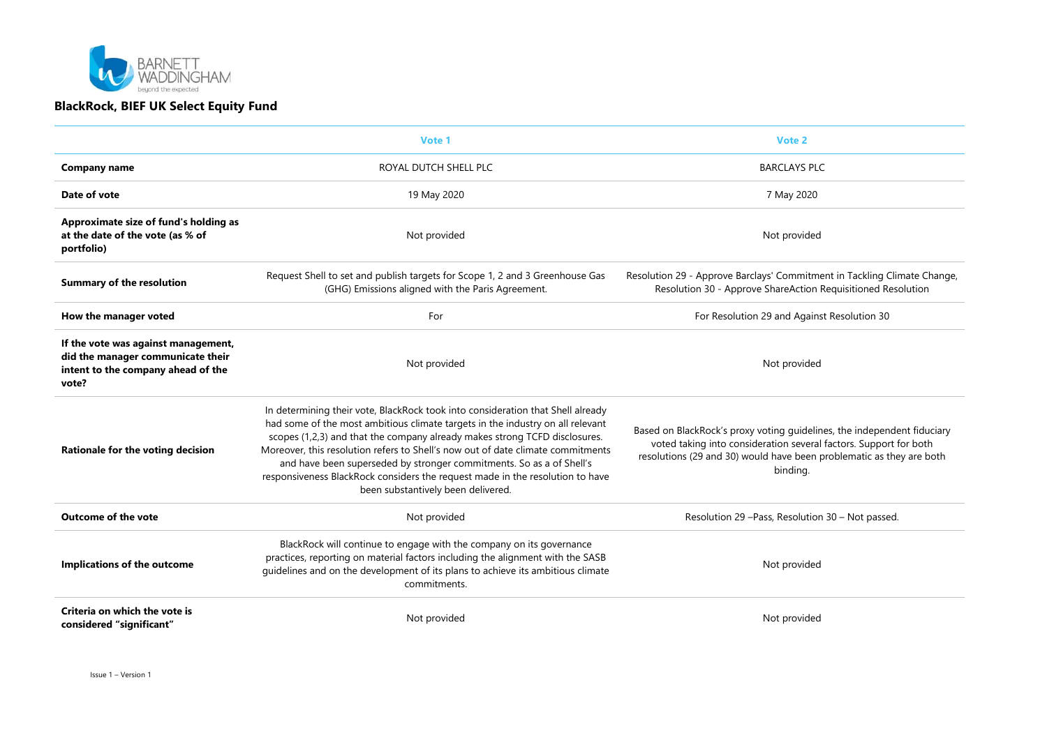**BlackRock, BIEF UK Select Equity Fund**

| | Vote 1 | Vote 2 |
|---|---|---|
| **Company name** | ROYAL DUTCH SHELL PLC | BARCLAYS PLC |
| **Date of vote** | 19 May 2020 | 7 May 2020 |
| **Approximate size of fund's holding as at the date of the vote (as % of portfolio)** | Not provided | Not provided |
| **Summary of the resolution** | Request Shell to set and publish targets for Scope 1, 2 and 3 Greenhouse Gas (GHG) Emissions aligned with the Paris Agreement. | Resolution 29 - Approve Barclays' Commitment in Tackling Climate Change, Resolution 30 - Approve ShareAction Requisitioned Resolution |
| **How the manager voted** | For | For Resolution 29 and Against Resolution 30 |
| **If the vote was against management, did the manager communicate their intent to the company ahead of the vote?** | Not provided | Not provided |
| **Rationale for the voting decision** | In determining their vote, BlackRock took into consideration that Shell already had some of the most ambitious climate targets in the industry on all relevant scopes (1,2,3) and that the company already makes strong TCFD disclosures. Moreover, this resolution refers to Shell's now out of date climate commitments and have been superseded by stronger commitments. So as a of Shell's responsiveness BlackRock considers the request made in the resolution to have been substantively been delivered. | Based on BlackRock's proxy voting guidelines, the independent fiduciary voted taking into consideration several factors. Support for both resolutions (29 and 30) would have been problematic as they are both binding. |
| **Outcome of the vote** | Not provided | Resolution 29 –Pass, Resolution 30 – Not passed. |
| **Implications of the outcome** | BlackRock will continue to engage with the company on its governance practices, reporting on material factors including the alignment with the SASB guidelines and on the development of its plans to achieve its ambitious climate commitments. | Not provided |
| **Criteria on which the vote is considered "significant"** | Not provided | Not provided |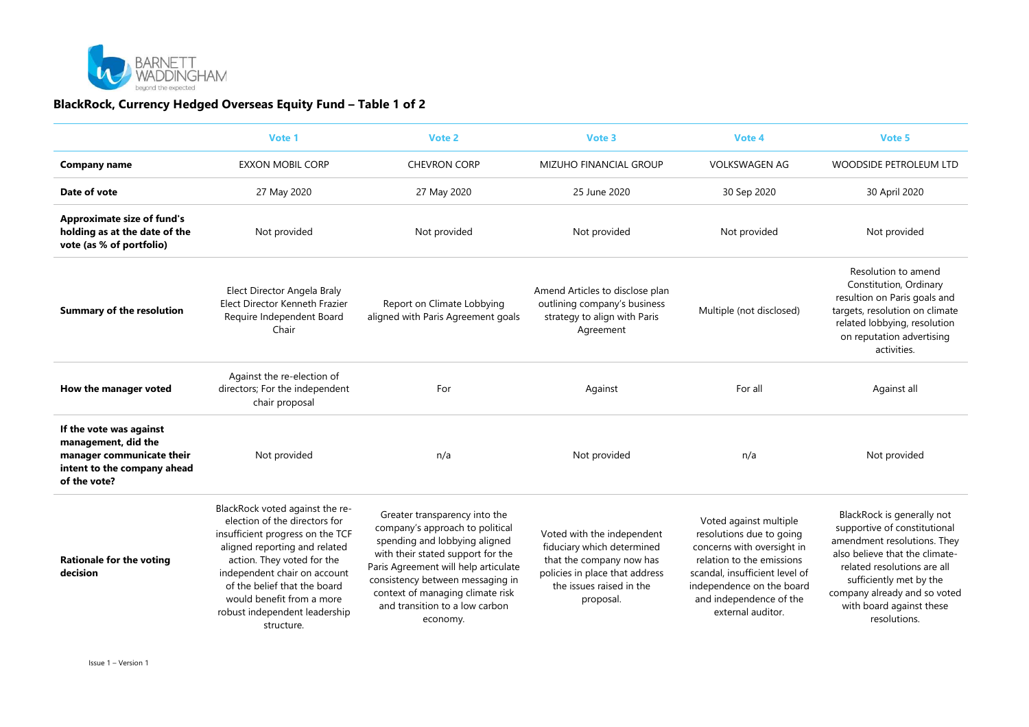## BlackRock, Currency Hedged Overseas Equity Fund – Table 1 of 2

| | Vote 1 | Vote 2 | Vote 3 | Vote 4 | Vote 5 |
|---|---|---|---|---|---|
| **Company name** | EXXON MOBIL CORP | CHEVRON CORP | MIZUHO FINANCIAL GROUP | VOLKSWAGEN AG | WOODSIDE PETROLEUM LTD |
| **Date of vote** | 27 May 2020 | 27 May 2020 | 25 June 2020 | 30 Sep 2020 | 30 April 2020 |
| **Approximate size of fund's holding as at the date of the vote (as % of portfolio)** | Not provided | Not provided | Not provided | Not provided | Not provided |
| **Summary of the resolution** | Elect Director Angela Braly Elect Director Kenneth Frazier Require Independent Board Chair | Report on Climate Lobbying aligned with Paris Agreement goals | Amend Articles to disclose plan outlining company's business strategy to align with Paris Agreement | Multiple (not disclosed) | Resolution to amend Constitution, Ordinary resultion on Paris goals and targets, resolution on climate related lobbying, resolution on reputation advertising activities. |
| **How the manager voted** | Against the re-election of directors; For the independent chair proposal | For | Against | For all | Against all |
| **If the vote was against management, did the manager communicate their intent to the company ahead of the vote?** | Not provided | n/a | Not provided | n/a | Not provided |
| **Rationale for the voting decision** | BlackRock voted against the re-election of the directors for insufficient progress on the TCF aligned reporting and related action. They voted for the independent chair on account of the belief that the board would benefit from a more robust independent leadership structure. | Greater transparency into the company's approach to political spending and lobbying aligned with their stated support for the Paris Agreement will help articulate consistency between messaging in context of managing climate risk and transition to a low carbon economy. | Voted with the independent fiduciary which determined that the company now has policies in place that address the issues raised in the proposal. | Voted against multiple resolutions due to going concerns with oversight in relation to the emissions scandal, insufficient level of independence on the board and independence of the external auditor. | BlackRock is generally not supportive of constitutional amendment resolutions. They also believe that the climate-related resolutions are all sufficiently met by the company already and so voted with board against these resolutions. |

Issue 1 – Version 1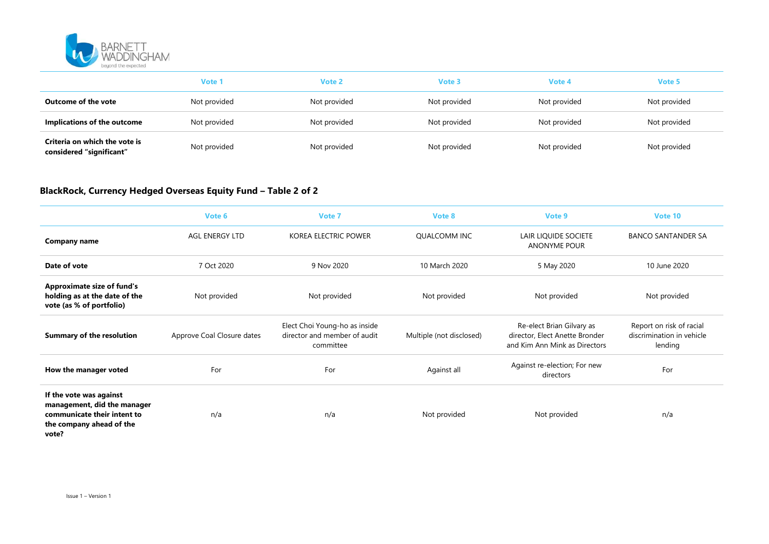| | Vote 1 | Vote 2 | Vote 3 | Vote 4 | Vote 5 |
|---|---|---|---|---|---|
| **Outcome of the vote** | Not provided | Not provided | Not provided | Not provided | Not provided |
| **Implications of the outcome** | Not provided | Not provided | Not provided | Not provided | Not provided |
| **Criteria on which the vote is considered "significant"** | Not provided | Not provided | Not provided | Not provided | Not provided |

### BlackRock, Currency Hedged Overseas Equity Fund – Table 2 of 2

| | Vote 6 | Vote 7 | Vote 8 | Vote 9 | Vote 10 |
|---|---|---|---|---|---|
| **Company name** | AGL ENERGY LTD | KOREA ELECTRIC POWER | QUALCOMM INC | LAIR LIQUIDE SOCIETE ANONYME POUR | BANCO SANTANDER SA |
| **Date of vote** | 7 Oct 2020 | 9 Nov 2020 | 10 March 2020 | 5 May 2020 | 10 June 2020 |
| **Approximate size of fund's holding as at the date of the vote (as % of portfolio)** | Not provided | Not provided | Not provided | Not provided | Not provided |
| **Summary of the resolution** | Approve Coal Closure dates | Elect Choi Young-ho as inside director and member of audit committee | Multiple (not disclosed) | Re-elect Brian Gilvary as director, Elect Anette Bronder and Kim Ann Mink as Directors | Report on risk of racial discrimination in vehicle lending |
| **How the manager voted** | For | For | Against all | Against re-election; For new directors | For |
| **If the vote was against management, did the manager communicate their intent to the company ahead of the vote?** | n/a | n/a | Not provided | Not provided | n/a |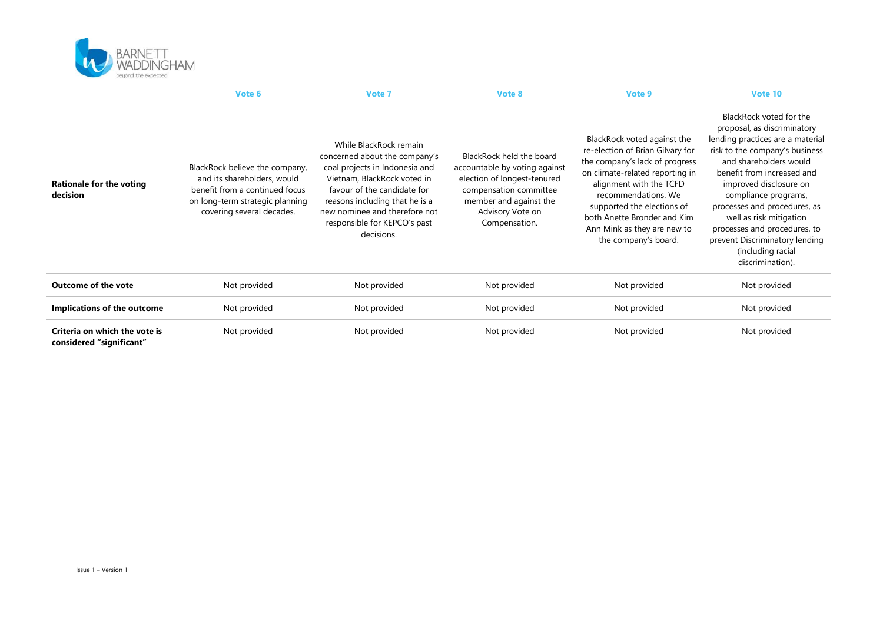| | Vote 6 | Vote 7 | Vote 8 | Vote 9 | Vote 10 |
|---|---|---|---|---|---|
| **Rationale for the voting decision** | BlackRock believe the company, and its shareholders, would benefit from a continued focus on long-term strategic planning covering several decades. | While BlackRock remain concerned about the company's coal projects in Indonesia and Vietnam, BlackRock voted in favour of the candidate for reasons including that he is a new nominee and therefore not responsible for KEPCO's past decisions. | BlackRock held the board accountable by voting against election of longest-tenured compensation committee member and against the Advisory Vote on Compensation. | BlackRock voted against the re-election of Brian Gilvary for the company's lack of progress on climate-related reporting in alignment with the TCFD recommendations. We supported the elections of both Anette Bronder and Kim Ann Mink as they are new to the company's board. | BlackRock voted for the proposal, as discriminatory lending practices are a material risk to the company's business and shareholders would benefit from increased and improved disclosure on compliance programs, processes and procedures, as well as risk mitigation processes and procedures, to prevent Discriminatory lending (including racial discrimination). |
| **Outcome of the vote** | Not provided | Not provided | Not provided | Not provided | Not provided |
| **Implications of the outcome** | Not provided | Not provided | Not provided | Not provided | Not provided |
| **Criteria on which the vote is considered "significant"** | Not provided | Not provided | Not provided | Not provided | Not provided |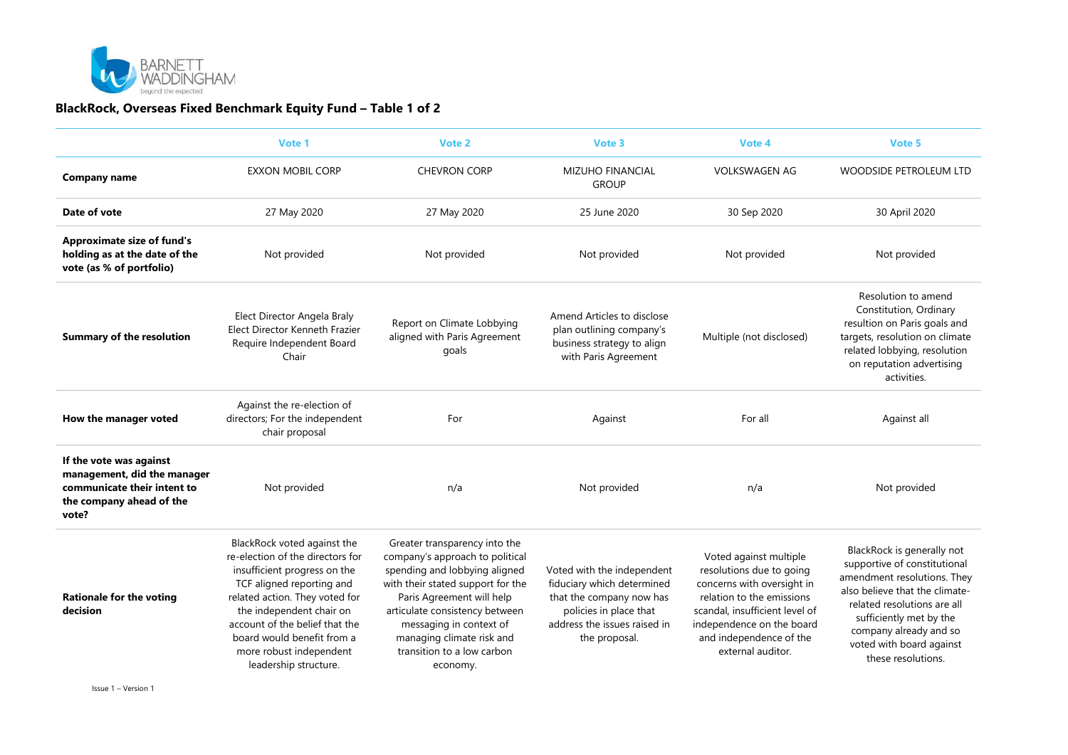## BlackRock, Overseas Fixed Benchmark Equity Fund – Table 1 of 2

| | Vote 1 | Vote 2 | Vote 3 | Vote 4 | Vote 5 |
|---|---|---|---|---|---|
| **Company name** | EXXON MOBIL CORP | CHEVRON CORP | MIZUHO FINANCIAL GROUP | VOLKSWAGEN AG | WOODSIDE PETROLEUM LTD |
| **Date of vote** | 27 May 2020 | 27 May 2020 | 25 June 2020 | 30 Sep 2020 | 30 April 2020 |
| **Approximate size of fund's holding as at the date of the vote (as % of portfolio)** | Not provided | Not provided | Not provided | Not provided | Not provided |
| **Summary of the resolution** | Elect Director Angela Braly Elect Director Kenneth Frazier Require Independent Board Chair | Report on Climate Lobbying aligned with Paris Agreement goals | Amend Articles to disclose plan outlining company's business strategy to align with Paris Agreement | Multiple (not disclosed) | Resolution to amend Constitution, Ordinary resultion on Paris goals and targets, resolution on climate related lobbying, resolution on reputation advertising activities. |
| **How the manager voted** | Against the re-election of directors; For the independent chair proposal | For | Against | For all | Against all |
| **If the vote was against management, did the manager communicate their intent to the company ahead of the vote?** | Not provided | n/a | Not provided | n/a | Not provided |
| **Rationale for the voting decision** | BlackRock voted against the re-election of the directors for insufficient progress on the TCF aligned reporting and related action. They voted for the independent chair on account of the belief that the board would benefit from a more robust independent leadership structure. | Greater transparency into the company's approach to political spending and lobbying aligned with their stated support for the Paris Agreement will help articulate consistency between messaging in context of managing climate risk and transition to a low carbon economy. | Voted with the independent fiduciary which determined that the company now has policies in place that address the issues raised in the proposal. | Voted against multiple resolutions due to going concerns with oversight in relation to the emissions scandal, insufficient level of independence on the board and independence of the external auditor. | BlackRock is generally not supportive of constitutional amendment resolutions. They also believe that the climate-related resolutions are all sufficiently met by the company already and so voted with board against these resolutions. |

Issue 1 – Version 1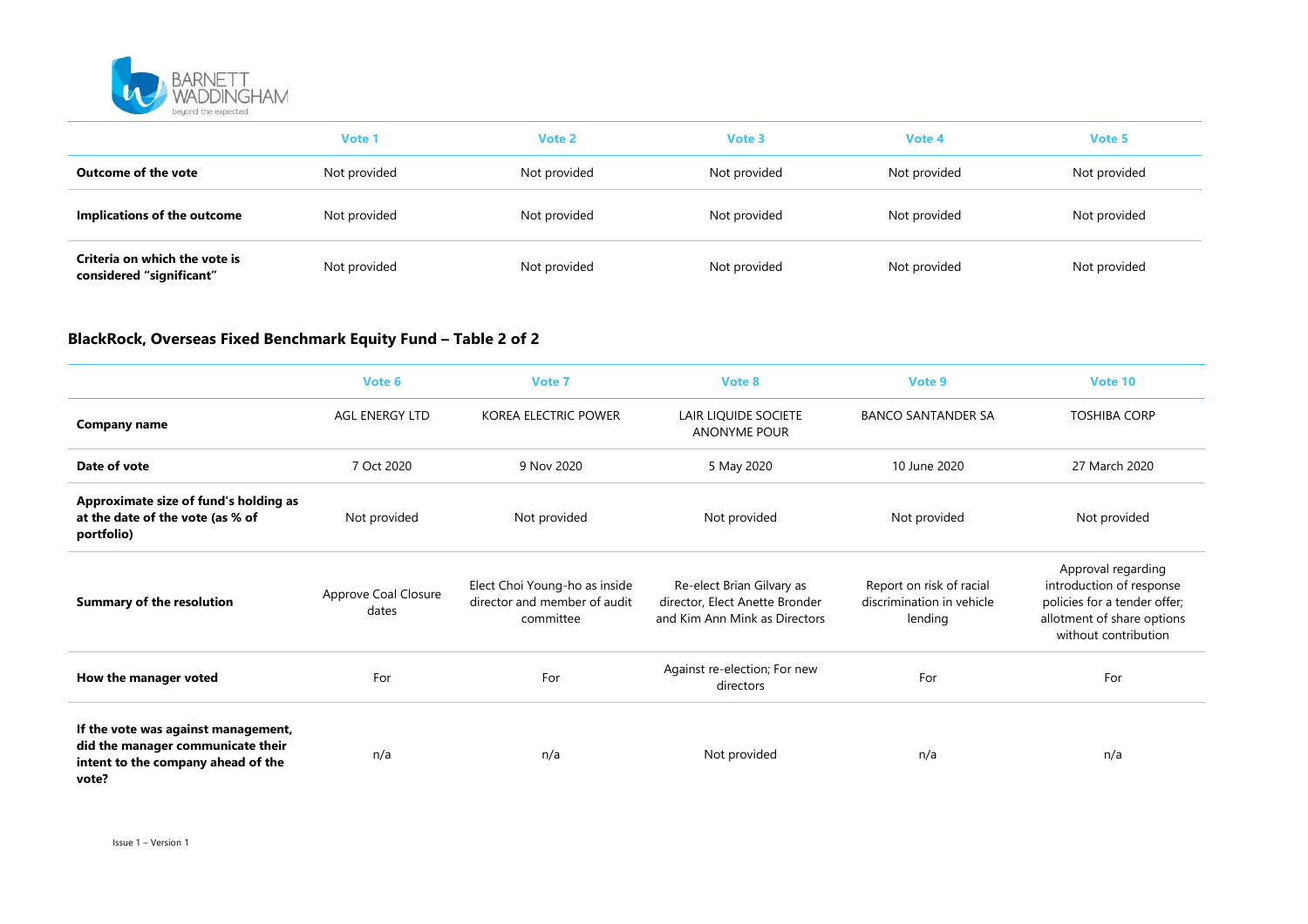| | Vote 1 | Vote 2 | Vote 3 | Vote 4 | Vote 5 |
|---|---|---|---|---|---|
| **Outcome of the vote** | Not provided | Not provided | Not provided | Not provided | Not provided |
| **Implications of the outcome** | Not provided | Not provided | Not provided | Not provided | Not provided |
| **Criteria on which the vote is considered "significant"** | Not provided | Not provided | Not provided | Not provided | Not provided |

### BlackRock, Overseas Fixed Benchmark Equity Fund – Table 2 of 2

| | Vote 6 | Vote 7 | Vote 8 | Vote 9 | Vote 10 |
|---|---|---|---|---|---|
| **Company name** | AGL ENERGY LTD | KOREA ELECTRIC POWER | LAIR LIQUIDE SOCIETE ANONYME POUR | BANCO SANTANDER SA | TOSHIBA CORP |
| **Date of vote** | 7 Oct 2020 | 9 Nov 2020 | 5 May 2020 | 10 June 2020 | 27 March 2020 |
| **Approximate size of fund's holding as at the date of the vote (as % of portfolio)** | Not provided | Not provided | Not provided | Not provided | Not provided |
| **Summary of the resolution** | Approve Coal Closure dates | Elect Choi Young-ho as inside director and member of audit committee | Re-elect Brian Gilvary as director, Elect Anette Bronder and Kim Ann Mink as Directors | Report on risk of racial discrimination in vehicle lending | Approval regarding introduction of response policies for a tender offer; allotment of share options without contribution |
| **How the manager voted** | For | For | Against re-election; For new directors | For | For |
| **If the vote was against management, did the manager communicate their intent to the company ahead of the vote?** | n/a | n/a | Not provided | n/a | n/a |

Issue 1 – Version 1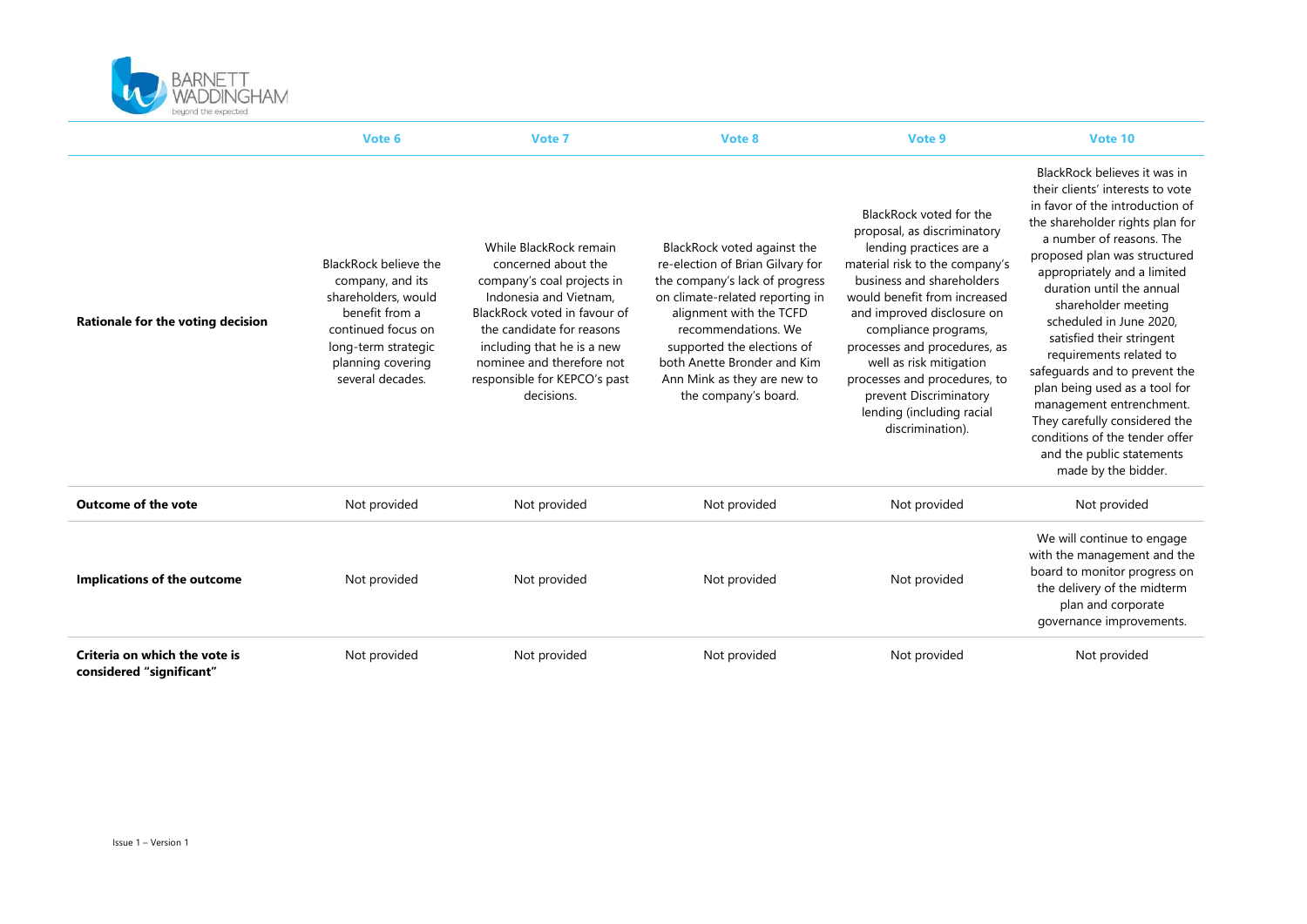| | Vote 6 | Vote 7 | Vote 8 | Vote 9 | Vote 10 |
|---|---|---|---|---|---|
| **Rationale for the voting decision** | BlackRock believe the company, and its shareholders, would benefit from a continued focus on long-term strategic planning covering several decades. | While BlackRock remain concerned about the company's coal projects in Indonesia and Vietnam, BlackRock voted in favour of the candidate for reasons including that he is a new nominee and therefore not responsible for KEPCO's past decisions. | BlackRock voted against the re-election of Brian Gilvary for the company's lack of progress on climate-related reporting in alignment with the TCFD recommendations. We supported the elections of both Anette Bronder and Kim Ann Mink as they are new to the company's board. | BlackRock voted for the proposal, as discriminatory lending practices are a material risk to the company's business and shareholders would benefit from increased and improved disclosure on compliance programs, processes and procedures, as well as risk mitigation processes and procedures, to prevent Discriminatory lending (including racial discrimination). | BlackRock believes it was in their clients' interests to vote in favor of the introduction of the shareholder rights plan for a number of reasons. The proposed plan was structured appropriately and a limited duration until the annual shareholder meeting scheduled in June 2020, satisfied their stringent requirements related to safeguards and to prevent the plan being used as a tool for management entrenchment. They carefully considered the conditions of the tender offer and the public statements made by the bidder. |
| **Outcome of the vote** | Not provided | Not provided | Not provided | Not provided | Not provided |
| **Implications of the outcome** | Not provided | Not provided | Not provided | Not provided | We will continue to engage with the management and the board to monitor progress on the delivery of the midterm plan and corporate governance improvements. |
| **Criteria on which the vote is considered "significant"** | Not provided | Not provided | Not provided | Not provided | Not provided |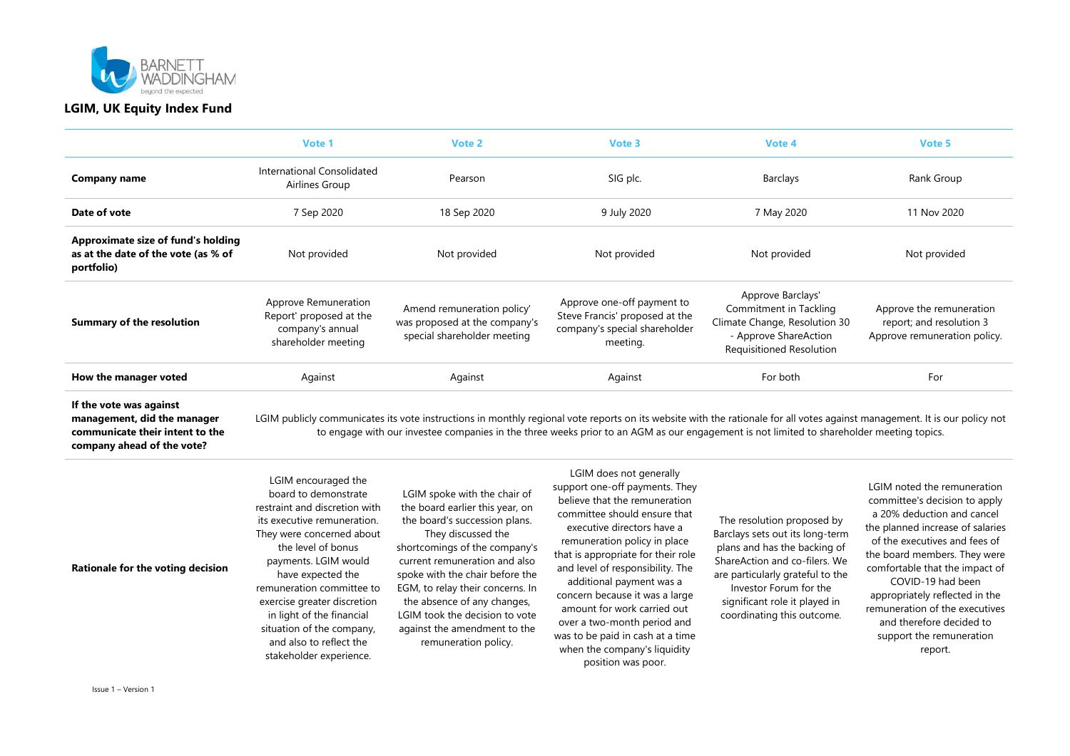## LGIM, UK Equity Index Fund

| | Vote 1 | Vote 2 | Vote 3 | Vote 4 | Vote 5 |
|---|---|---|---|---|---|
| **Company name** | International Consolidated Airlines Group | Pearson | SIG plc. | Barclays | Rank Group |
| **Date of vote** | 7 Sep 2020 | 18 Sep 2020 | 9 July 2020 | 7 May 2020 | 11 Nov 2020 |
| **Approximate size of fund's holding as at the date of the vote (as % of portfolio)** | Not provided | Not provided | Not provided | Not provided | Not provided |
| **Summary of the resolution** | Approve Remuneration Report' proposed at the company's annual shareholder meeting | Amend remuneration policy' was proposed at the company's special shareholder meeting | Approve one-off payment to Steve Francis' proposed at the company's special shareholder meeting. | Approve Barclays' Commitment in Tackling Climate Change, Resolution 30 - Approve ShareAction Requisitioned Resolution | Approve the remuneration report; and resolution 3 Approve remuneration policy. |
| **How the manager voted** | Against | Against | Against | For both | For |
| **If the vote was against management, did the manager communicate their intent to the company ahead of the vote?** | LGIM publicly communicates its vote instructions in monthly regional vote reports on its website with the rationale for all votes against management. It is our policy not to engage with our investee companies in the three weeks prior to an AGM as our engagement is not limited to shareholder meeting topics. | | | | |
| **Rationale for the voting decision** | LGIM encouraged the board to demonstrate restraint and discretion with its executive remuneration. They were concerned about the level of bonus payments. LGIM would have expected the remuneration committee to exercise greater discretion in light of the financial situation of the company, and also to reflect the stakeholder experience. | LGIM spoke with the chair of the board earlier this year, on the board's succession plans. They discussed the shortcomings of the company's current remuneration and also spoke with the chair before the EGM, to relay their concerns. In the absence of any changes, LGIM took the decision to vote against the amendment to the remuneration policy. | LGIM does not generally support one-off payments. They believe that the remuneration committee should ensure that executive directors have a remuneration policy in place that is appropriate for their role and level of responsibility. The additional payment was a concern because it was a large amount for work carried out over a two-month period and was to be paid in cash at a time when the company's liquidity position was poor. | The resolution proposed by Barclays sets out its long-term plans and has the backing of ShareAction and co-filers. We are particularly grateful to the Investor Forum for the significant role it played in coordinating this outcome. | LGIM noted the remuneration committee's decision to apply a 20% deduction and cancel the planned increase of salaries of the executives and fees of the board members. They were comfortable that the impact of COVID-19 had been appropriately reflected in the remuneration of the executives and therefore decided to support the remuneration report. |

Issue 1 – Version 1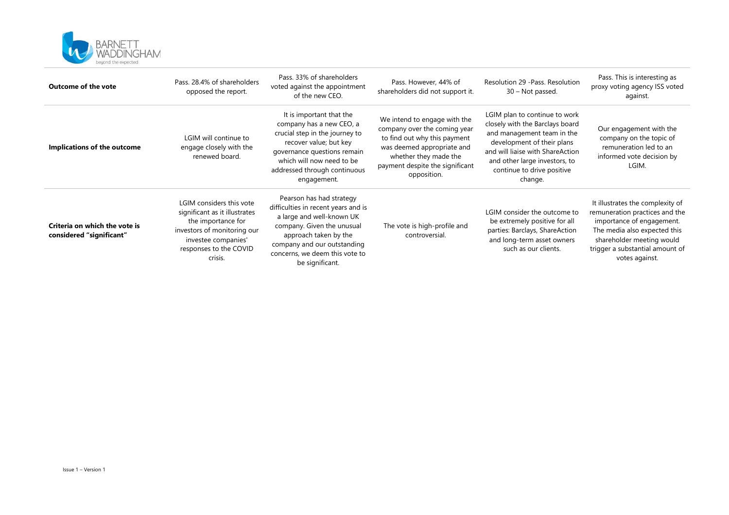| | | | | | |
|---|---|---|---|---|---|
| **Outcome of the vote** | Pass. 28.4% of shareholders opposed the report. | Pass. 33% of shareholders voted against the appointment of the new CEO. | Pass. However, 44% of shareholders did not support it. | Resolution 29 -Pass. Resolution 30 – Not passed. | Pass. This is interesting as proxy voting agency ISS voted against. |
| **Implications of the outcome** | LGIM will continue to engage closely with the renewed board. | It is important that the company has a new CEO, a crucial step in the journey to recover value; but key governance questions remain which will now need to be addressed through continuous engagement. | We intend to engage with the company over the coming year to find out why this payment was deemed appropriate and whether they made the payment despite the significant opposition. | LGIM plan to continue to work closely with the Barclays board and management team in the development of their plans and will liaise with ShareAction and other large investors, to continue to drive positive change. | Our engagement with the company on the topic of remuneration led to an informed vote decision by LGIM. |
| **Criteria on which the vote is considered "significant"** | LGIM considers this vote significant as it illustrates the importance for investors of monitoring our investee companies' responses to the COVID crisis. | Pearson has had strategy difficulties in recent years and is a large and well-known UK company. Given the unusual approach taken by the company and our outstanding concerns, we deem this vote to be significant. | The vote is high-profile and controversial. | LGIM consider the outcome to be extremely positive for all parties: Barclays, ShareAction and long-term asset owners such as our clients. | It illustrates the complexity of remuneration practices and the importance of engagement. The media also expected this shareholder meeting would trigger a substantial amount of votes against. |